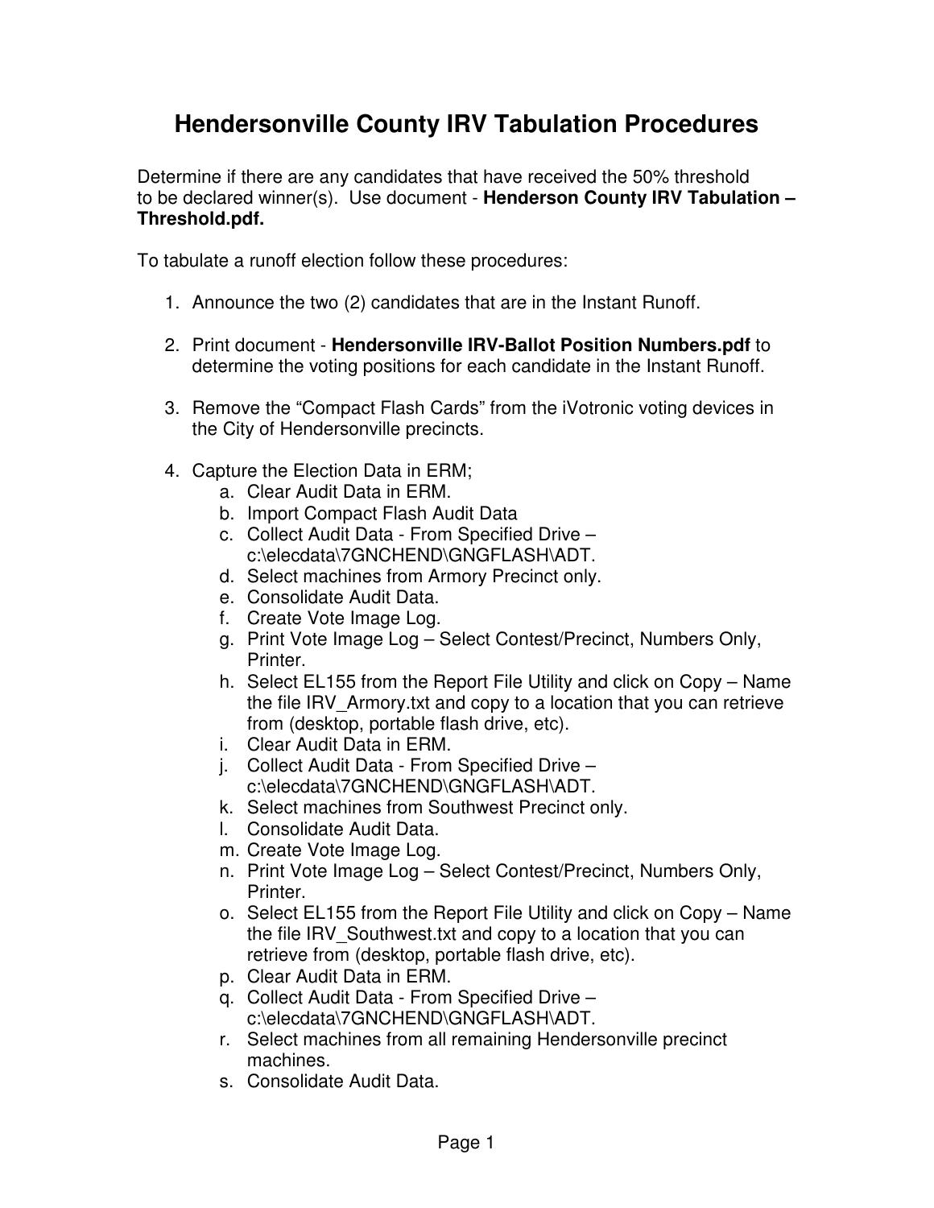# Hendersonville County IRV Tabulation Procedures

Determine if there are any candidates that have received the 50% threshold to be declared winner(s). Use document - **Henderson County IRV Tabulation – Threshold.pdf.**

To tabulate a runoff election follow these procedures:

1. Announce the two (2) candidates that are in the Instant Runoff.

2. Print document - **Hendersonville IRV-Ballot Position Numbers.pdf** to determine the voting positions for each candidate in the Instant Runoff.

3. Remove the "Compact Flash Cards" from the iVotronic voting devices in the City of Hendersonville precincts.

4. Capture the Election Data in ERM;
   a. Clear Audit Data in ERM.
   b. Import Compact Flash Audit Data
   c. Collect Audit Data - From Specified Drive – c:\elecdata\7GNCHEND\GNGFLASH\ADT.
   d. Select machines from Armory Precinct only.
   e. Consolidate Audit Data.
   f. Create Vote Image Log.
   g. Print Vote Image Log – Select Contest/Precinct, Numbers Only, Printer.
   h. Select EL155 from the Report File Utility and click on Copy – Name the file IRV_Armory.txt and copy to a location that you can retrieve from (desktop, portable flash drive, etc).
   i. Clear Audit Data in ERM.
   j. Collect Audit Data - From Specified Drive – c:\elecdata\7GNCHEND\GNGFLASH\ADT.
   k. Select machines from Southwest Precinct only.
   l. Consolidate Audit Data.
   m. Create Vote Image Log.
   n. Print Vote Image Log – Select Contest/Precinct, Numbers Only, Printer.
   o. Select EL155 from the Report File Utility and click on Copy – Name the file IRV_Southwest.txt and copy to a location that you can retrieve from (desktop, portable flash drive, etc).
   p. Clear Audit Data in ERM.
   q. Collect Audit Data - From Specified Drive – c:\elecdata\7GNCHEND\GNGFLASH\ADT.
   r. Select machines from all remaining Hendersonville precinct machines.
   s. Consolidate Audit Data.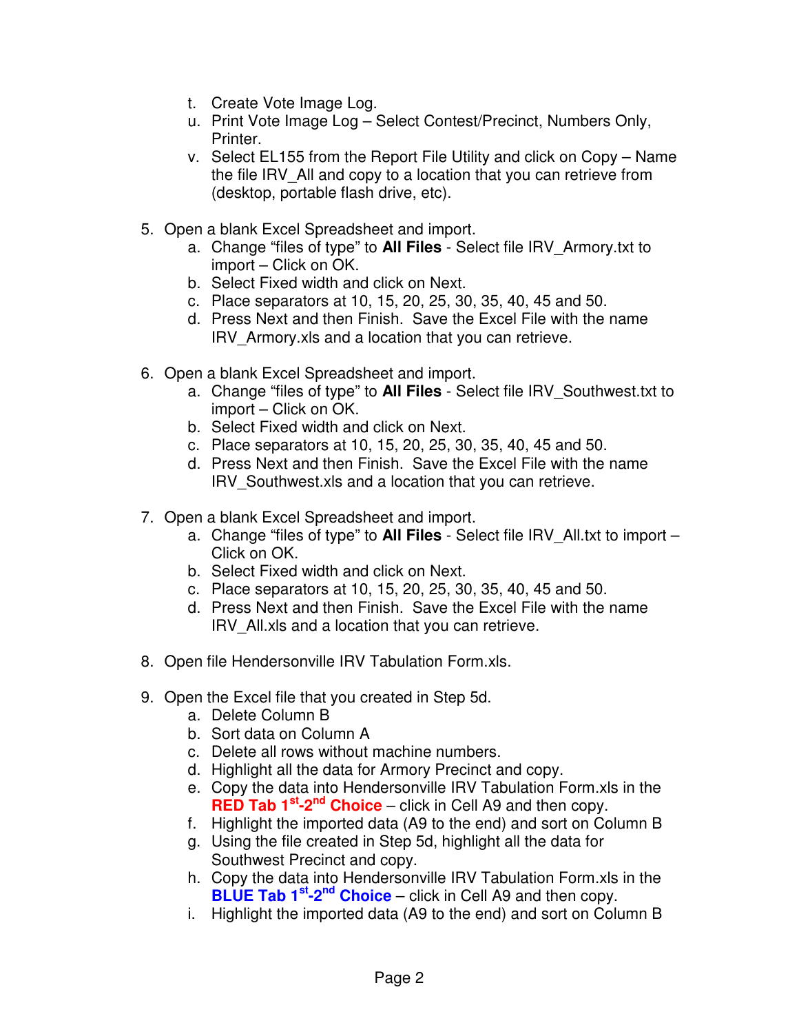t. Create Vote Image Log.
u. Print Vote Image Log – Select Contest/Precinct, Numbers Only, Printer.
v. Select EL155 from the Report File Utility and click on Copy – Name the file IRV_All and copy to a location that you can retrieve from (desktop, portable flash drive, etc).

5. Open a blank Excel Spreadsheet and import.
   a. Change "files of type" to **All Files** - Select file IRV_Armory.txt to import – Click on OK.
   b. Select Fixed width and click on Next.
   c. Place separators at 10, 15, 20, 25, 30, 35, 40, 45 and 50.
   d. Press Next and then Finish. Save the Excel File with the name IRV_Armory.xls and a location that you can retrieve.

6. Open a blank Excel Spreadsheet and import.
   a. Change "files of type" to **All Files** - Select file IRV_Southwest.txt to import – Click on OK.
   b. Select Fixed width and click on Next.
   c. Place separators at 10, 15, 20, 25, 30, 35, 40, 45 and 50.
   d. Press Next and then Finish. Save the Excel File with the name IRV_Southwest.xls and a location that you can retrieve.

7. Open a blank Excel Spreadsheet and import.
   a. Change "files of type" to **All Files** - Select file IRV_All.txt to import – Click on OK.
   b. Select Fixed width and click on Next.
   c. Place separators at 10, 15, 20, 25, 30, 35, 40, 45 and 50.
   d. Press Next and then Finish. Save the Excel File with the name IRV_All.xls and a location that you can retrieve.

8. Open file Hendersonville IRV Tabulation Form.xls.

9. Open the Excel file that you created in Step 5d.
   a. Delete Column B
   b. Sort data on Column A
   c. Delete all rows without machine numbers.
   d. Highlight all the data for Armory Precinct and copy.
   e. Copy the data into Hendersonville IRV Tabulation Form.xls in the **RED Tab 1st-2nd Choice** – click in Cell A9 and then copy.
   f. Highlight the imported data (A9 to the end) and sort on Column B
   g. Using the file created in Step 5d, highlight all the data for Southwest Precinct and copy.
   h. Copy the data into Hendersonville IRV Tabulation Form.xls in the **BLUE Tab 1st-2nd Choice** – click in Cell A9 and then copy.
   i. Highlight the imported data (A9 to the end) and sort on Column B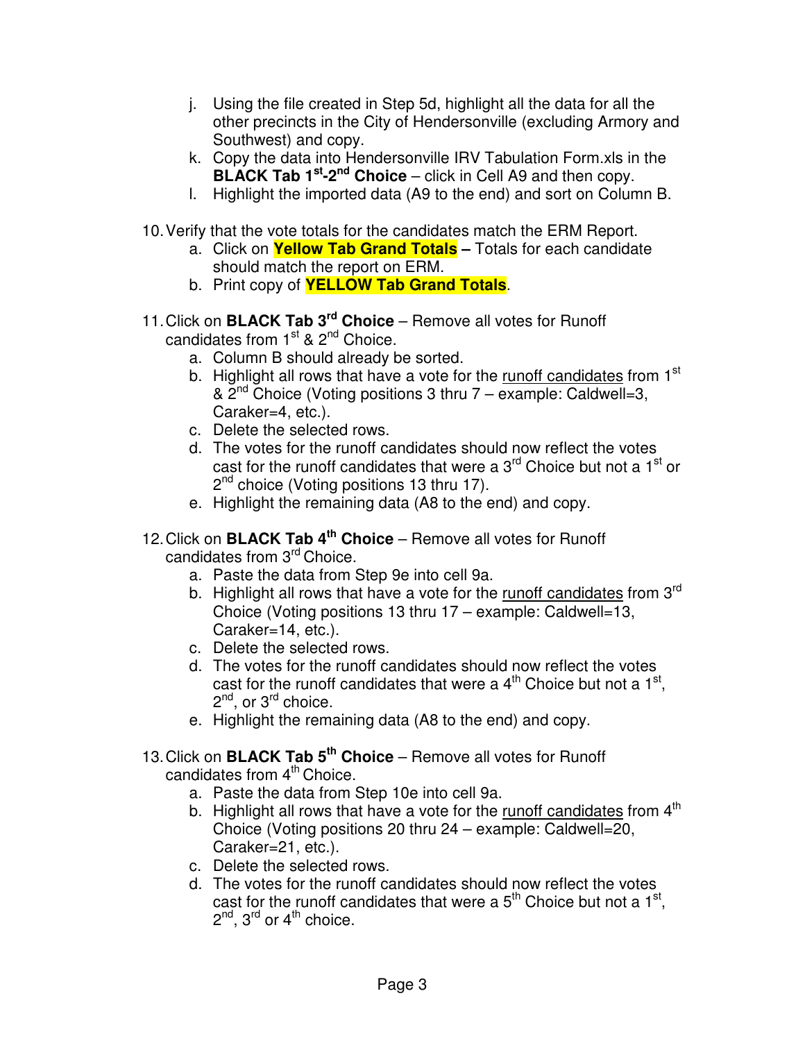j. Using the file created in Step 5d, highlight all the data for all the other precincts in the City of Hendersonville (excluding Armory and Southwest) and copy.
k. Copy the data into Hendersonville IRV Tabulation Form.xls in the **BLACK Tab 1st-2nd Choice** – click in Cell A9 and then copy.
l. Highlight the imported data (A9 to the end) and sort on Column B.

10. Verify that the vote totals for the candidates match the ERM Report.
    a. Click on **Yellow Tab Grand Totals –** Totals for each candidate should match the report on ERM.
    b. Print copy of **YELLOW Tab Grand Totals**.

11. Click on **BLACK Tab 3rd Choice** – Remove all votes for Runoff candidates from 1st & 2nd Choice.
    a. Column B should already be sorted.
    b. Highlight all rows that have a vote for the runoff candidates from 1st & 2nd Choice (Voting positions 3 thru 7 – example: Caldwell=3, Caraker=4, etc.).
    c. Delete the selected rows.
    d. The votes for the runoff candidates should now reflect the votes cast for the runoff candidates that were a 3rd Choice but not a 1st or 2nd choice (Voting positions 13 thru 17).
    e. Highlight the remaining data (A8 to the end) and copy.

12. Click on **BLACK Tab 4th Choice** – Remove all votes for Runoff candidates from 3rd Choice.
    a. Paste the data from Step 9e into cell 9a.
    b. Highlight all rows that have a vote for the runoff candidates from 3rd Choice (Voting positions 13 thru 17 – example: Caldwell=13, Caraker=14, etc.).
    c. Delete the selected rows.
    d. The votes for the runoff candidates should now reflect the votes cast for the runoff candidates that were a 4th Choice but not a 1st, 2nd, or 3rd choice.
    e. Highlight the remaining data (A8 to the end) and copy.

13. Click on **BLACK Tab 5th Choice** – Remove all votes for Runoff candidates from 4th Choice.
    a. Paste the data from Step 10e into cell 9a.
    b. Highlight all rows that have a vote for the runoff candidates from 4th Choice (Voting positions 20 thru 24 – example: Caldwell=20, Caraker=21, etc.).
    c. Delete the selected rows.
    d. The votes for the runoff candidates should now reflect the votes cast for the runoff candidates that were a 5th Choice but not a 1st, 2nd, 3rd or 4th choice.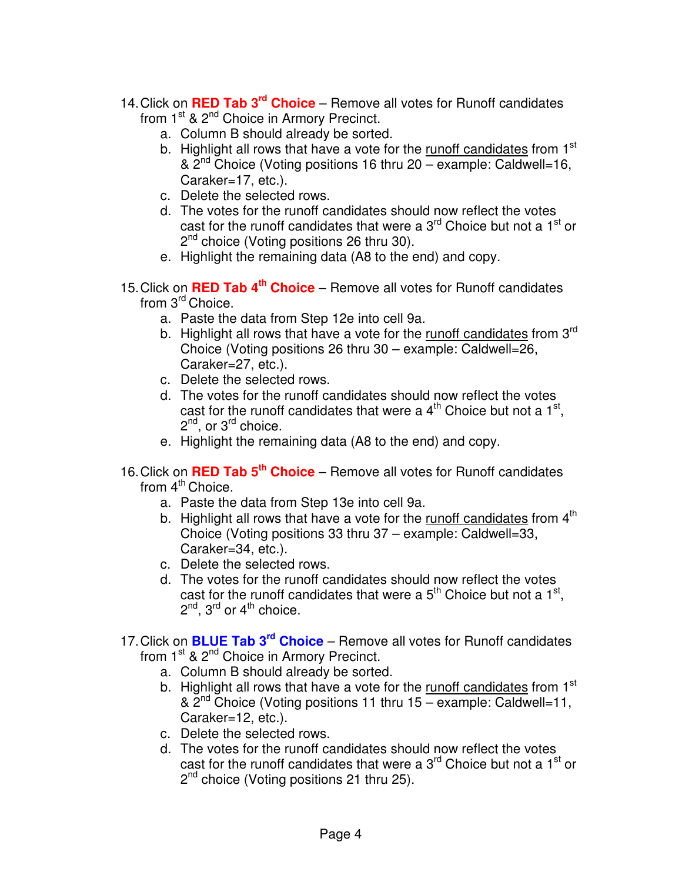14. Click on **RED Tab 3rd Choice** – Remove all votes for Runoff candidates from 1st & 2nd Choice in Armory Precinct.
    a. Column B should already be sorted.
    b. Highlight all rows that have a vote for the <u>runoff candidates</u> from 1st & 2nd Choice (Voting positions 16 thru 20 – example: Caldwell=16, Caraker=17, etc.).
    c. Delete the selected rows.
    d. The votes for the runoff candidates should now reflect the votes cast for the runoff candidates that were a 3rd Choice but not a 1st or 2nd choice (Voting positions 26 thru 30).
    e. Highlight the remaining data (A8 to the end) and copy.

15. Click on **RED Tab 4th Choice** – Remove all votes for Runoff candidates from 3rd Choice.
    a. Paste the data from Step 12e into cell 9a.
    b. Highlight all rows that have a vote for the <u>runoff candidates</u> from 3rd Choice (Voting positions 26 thru 30 – example: Caldwell=26, Caraker=27, etc.).
    c. Delete the selected rows.
    d. The votes for the runoff candidates should now reflect the votes cast for the runoff candidates that were a 4th Choice but not a 1st, 2nd, or 3rd choice.
    e. Highlight the remaining data (A8 to the end) and copy.

16. Click on **RED Tab 5th Choice** – Remove all votes for Runoff candidates from 4th Choice.
    a. Paste the data from Step 13e into cell 9a.
    b. Highlight all rows that have a vote for the <u>runoff candidates</u> from 4th Choice (Voting positions 33 thru 37 – example: Caldwell=33, Caraker=34, etc.).
    c. Delete the selected rows.
    d. The votes for the runoff candidates should now reflect the votes cast for the runoff candidates that were a 5th Choice but not a 1st, 2nd, 3rd or 4th choice.

17. Click on **BLUE Tab 3rd Choice** – Remove all votes for Runoff candidates from 1st & 2nd Choice in Armory Precinct.
    a. Column B should already be sorted.
    b. Highlight all rows that have a vote for the <u>runoff candidates</u> from 1st & 2nd Choice (Voting positions 11 thru 15 – example: Caldwell=11, Caraker=12, etc.).
    c. Delete the selected rows.
    d. The votes for the runoff candidates should now reflect the votes cast for the runoff candidates that were a 3rd Choice but not a 1st or 2nd choice (Voting positions 21 thru 25).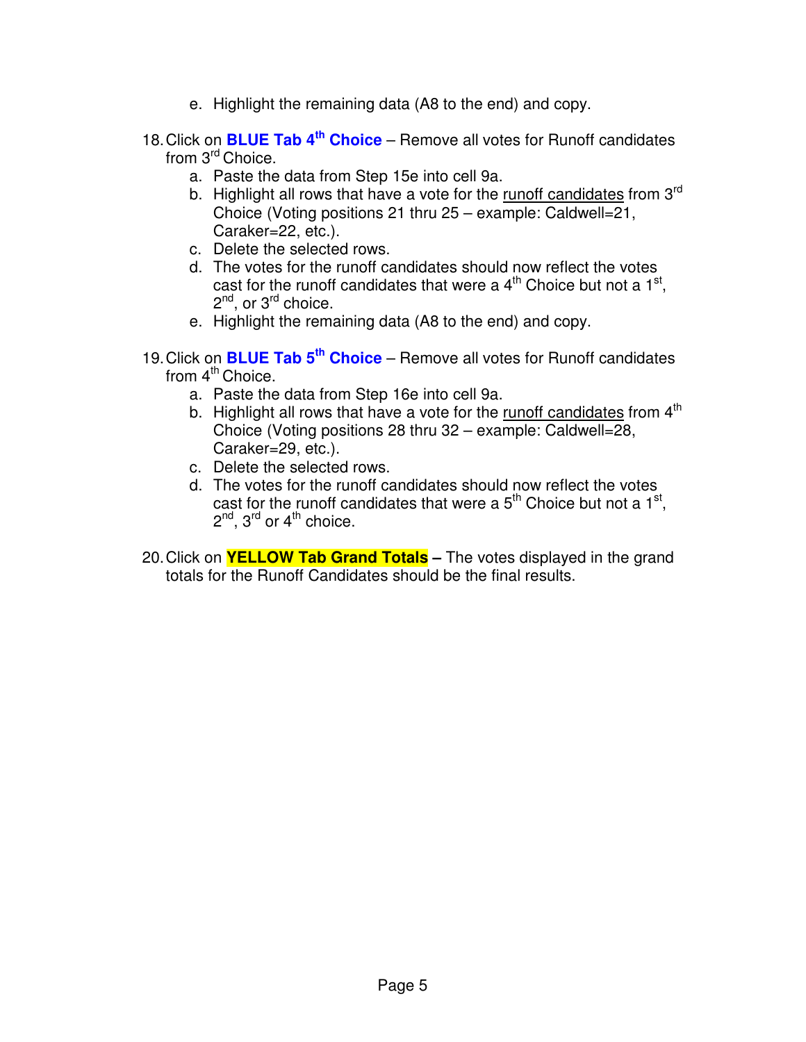e. Highlight the remaining data (A8 to the end) and copy.

18. Click on **BLUE Tab 4th Choice** – Remove all votes for Runoff candidates from 3rd Choice.
    a. Paste the data from Step 15e into cell 9a.
    b. Highlight all rows that have a vote for the runoff candidates from 3rd Choice (Voting positions 21 thru 25 – example: Caldwell=21, Caraker=22, etc.).
    c. Delete the selected rows.
    d. The votes for the runoff candidates should now reflect the votes cast for the runoff candidates that were a 4th Choice but not a 1st, 2nd, or 3rd choice.
    e. Highlight the remaining data (A8 to the end) and copy.

19. Click on **BLUE Tab 5th Choice** – Remove all votes for Runoff candidates from 4th Choice.
    a. Paste the data from Step 16e into cell 9a.
    b. Highlight all rows that have a vote for the runoff candidates from 4th Choice (Voting positions 28 thru 32 – example: Caldwell=28, Caraker=29, etc.).
    c. Delete the selected rows.
    d. The votes for the runoff candidates should now reflect the votes cast for the runoff candidates that were a 5th Choice but not a 1st, 2nd, 3rd or 4th choice.

20. Click on **YELLOW Tab Grand Totals –** The votes displayed in the grand totals for the Runoff Candidates should be the final results.